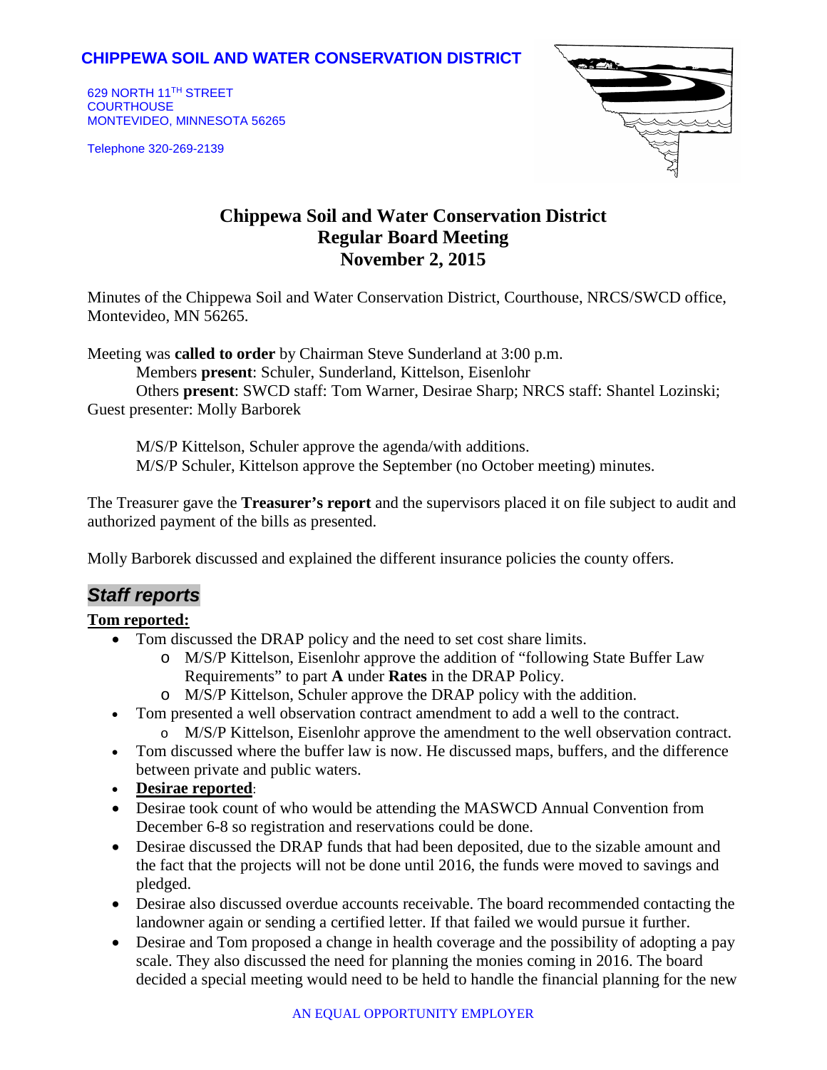**CHIPPEWA SOIL AND WATER CONSERVATION DISTRICT**

629 NORTH 11TH STREET
COURTHOUSE
MONTEVIDEO, MINNESOTA 56265

Telephone 320-269-2139

# Chippewa Soil and Water Conservation District
## Regular Board Meeting
## November 2, 2015

Minutes of the Chippewa Soil and Water Conservation District, Courthouse, NRCS/SWCD office, Montevideo, MN 56265.

Meeting was **called to order** by Chairman Steve Sunderland at 3:00 p.m.
Members **present**: Schuler, Sunderland, Kittelson, Eisenlohr
Others **present**: SWCD staff: Tom Warner, Desirae Sharp; NRCS staff: Shantel Lozinski; Guest presenter: Molly Barborek

M/S/P Kittelson, Schuler approve the agenda/with additions.
M/S/P Schuler, Kittelson approve the September (no October meeting) minutes.

The Treasurer gave the **Treasurer's report** and the supervisors placed it on file subject to audit and authorized payment of the bills as presented.

Molly Barborek discussed and explained the different insurance policies the county offers.

## *Staff reports*

**Tom reported:**

- Tom discussed the DRAP policy and the need to set cost share limits.
  - M/S/P Kittelson, Eisenlohr approve the addition of "following State Buffer Law Requirements" to part **A** under **Rates** in the DRAP Policy.
  - M/S/P Kittelson, Schuler approve the DRAP policy with the addition.
- Tom presented a well observation contract amendment to add a well to the contract.
  - M/S/P Kittelson, Eisenlohr approve the amendment to the well observation contract.
- Tom discussed where the buffer law is now. He discussed maps, buffers, and the difference between private and public waters.
- **Desirae reported**:
- Desirae took count of who would be attending the MASWCD Annual Convention from December 6-8 so registration and reservations could be done.
- Desirae discussed the DRAP funds that had been deposited, due to the sizable amount and the fact that the projects will not be done until 2016, the funds were moved to savings and pledged.
- Desirae also discussed overdue accounts receivable. The board recommended contacting the landowner again or sending a certified letter. If that failed we would pursue it further.
- Desirae and Tom proposed a change in health coverage and the possibility of adopting a pay scale. They also discussed the need for planning the monies coming in 2016. The board decided a special meeting would need to be held to handle the financial planning for the new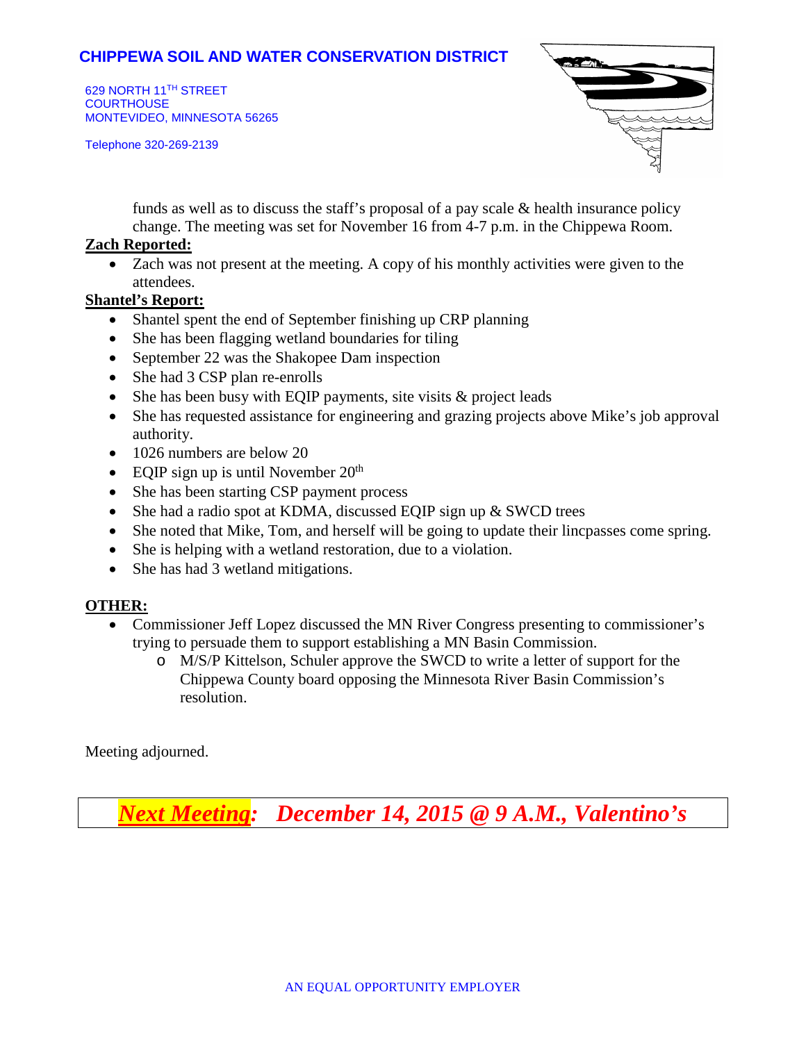**CHIPPEWA SOIL AND WATER CONSERVATION DISTRICT**

629 NORTH 11TH STREET
COURTHOUSE
MONTEVIDEO, MINNESOTA 56265

Telephone 320-269-2139

funds as well as to discuss the staff's proposal of a pay scale & health insurance policy change. The meeting was set for November 16 from 4-7 p.m. in the Chippewa Room.

**Zach Reported:**

- Zach was not present at the meeting. A copy of his monthly activities were given to the attendees.

**Shantel's Report:**

- Shantel spent the end of September finishing up CRP planning
- She has been flagging wetland boundaries for tiling
- September 22 was the Shakopee Dam inspection
- She had 3 CSP plan re-enrolls
- She has been busy with EQIP payments, site visits & project leads
- She has requested assistance for engineering and grazing projects above Mike's job approval authority.
- 1026 numbers are below 20
- EQIP sign up is until November 20th
- She has been starting CSP payment process
- She had a radio spot at KDMA, discussed EQIP sign up & SWCD trees
- She noted that Mike, Tom, and herself will be going to update their lincpasses come spring.
- She is helping with a wetland restoration, due to a violation.
- She has had 3 wetland mitigations.

**OTHER:**

- Commissioner Jeff Lopez discussed the MN River Congress presenting to commissioner's trying to persuade them to support establishing a MN Basin Commission.
  - M/S/P Kittelson, Schuler approve the SWCD to write a letter of support for the Chippewa County board opposing the Minnesota River Basin Commission's resolution.

Meeting adjourned.

***Next Meeting*: *December 14, 2015 @ 9 A.M., Valentino's***

AN EQUAL OPPORTUNITY EMPLOYER